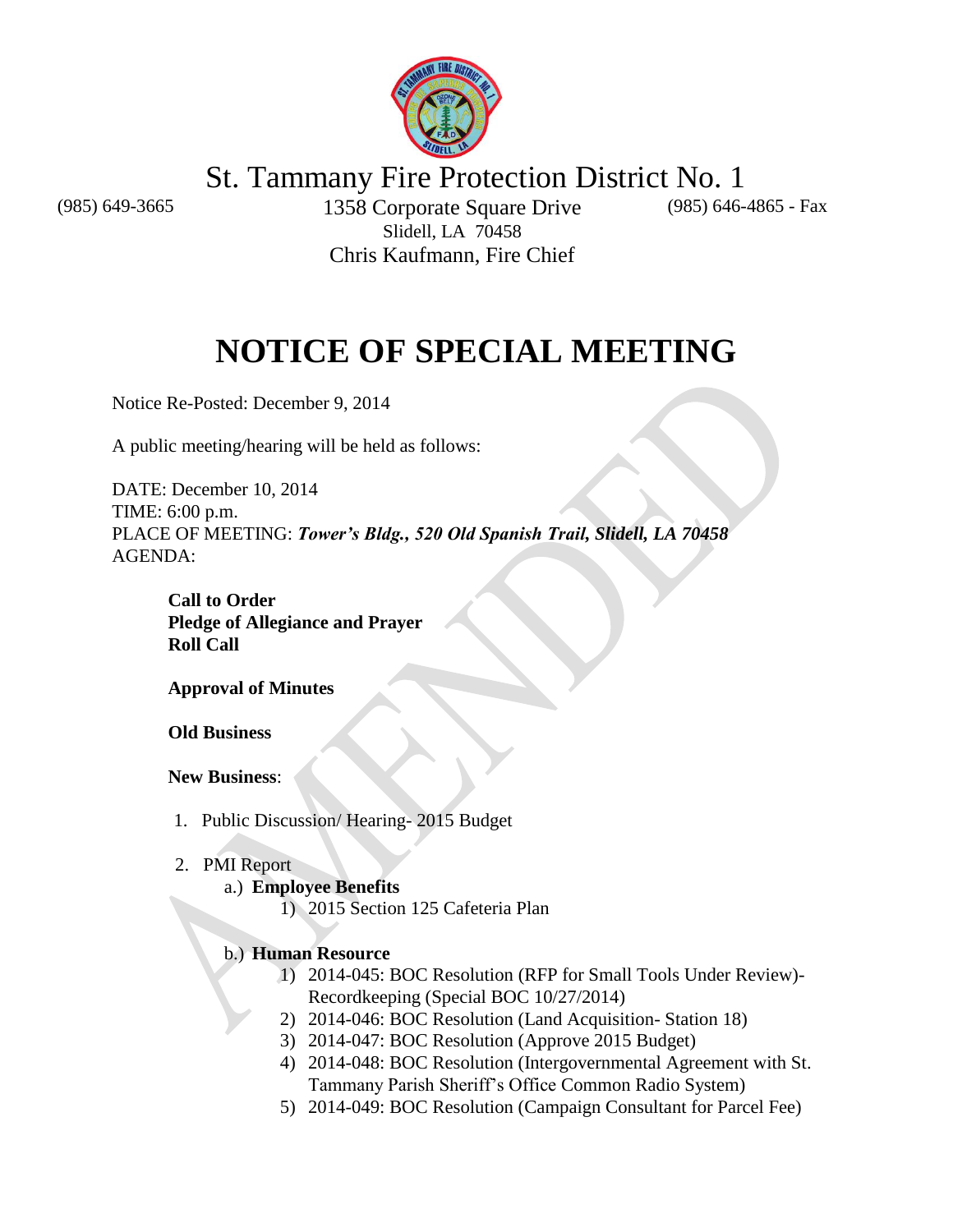# St. Tammany Fire Protection District No. 1

(985) 649-3665 | 1358 Corporate Square Drive | (985) 646-4865 - Fax

Slidell, LA 70458

Chris Kaufmann, Fire Chief

# NOTICE OF SPECIAL MEETING

AMENDED

Notice Re-Posted: December 9, 2014

A public meeting/hearing will be held as follows:

DATE: December 10, 2014
TIME: 6:00 p.m.
PLACE OF MEETING: ***Tower's Bldg., 520 Old Spanish Trail, Slidell, LA 70458***
AGENDA:

**Call to Order**
**Pledge of Allegiance and Prayer**
**Roll Call**

**Approval of Minutes**

**Old Business**

**New Business**:

1. Public Discussion/ Hearing- 2015 Budget

2. PMI Report
   a.) **Employee Benefits**
      1) 2015 Section 125 Cafeteria Plan

   b.) **Human Resource**
      1) 2014-045: BOC Resolution (RFP for Small Tools Under Review)- Recordkeeping (Special BOC 10/27/2014)
      2) 2014-046: BOC Resolution (Land Acquisition- Station 18)
      3) 2014-047: BOC Resolution (Approve 2015 Budget)
      4) 2014-048: BOC Resolution (Intergovernmental Agreement with St. Tammany Parish Sheriff's Office Common Radio System)
      5) 2014-049: BOC Resolution (Campaign Consultant for Parcel Fee)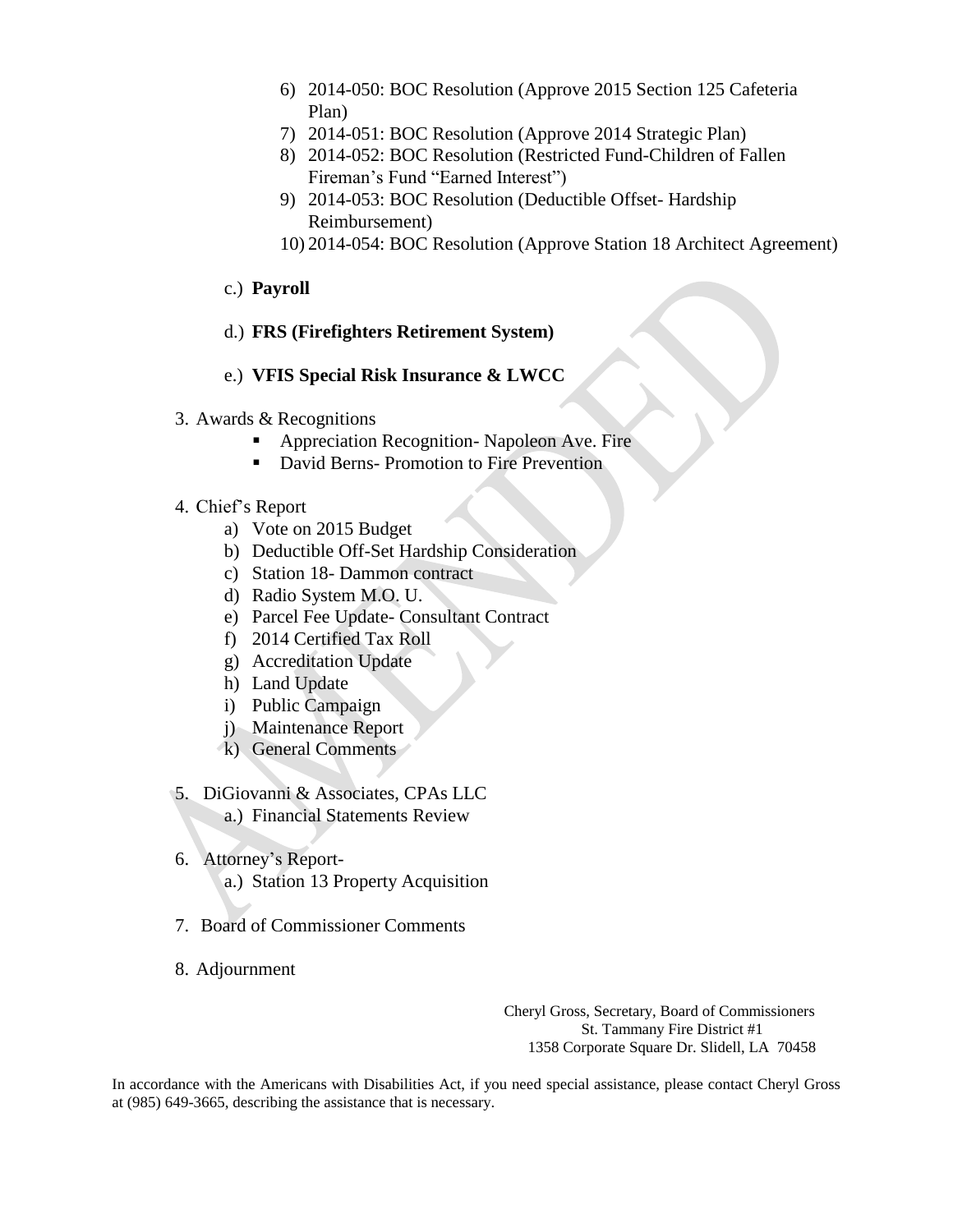6) 2014-050: BOC Resolution (Approve 2015 Section 125 Cafeteria Plan)
7) 2014-051: BOC Resolution (Approve 2014 Strategic Plan)
8) 2014-052: BOC Resolution (Restricted Fund-Children of Fallen Fireman's Fund "Earned Interest")
9) 2014-053: BOC Resolution (Deductible Offset- Hardship Reimbursement)
10) 2014-054: BOC Resolution (Approve Station 18 Architect Agreement)

c.) **Payroll**

d.) **FRS (Firefighters Retirement System)**

e.) **VFIS Special Risk Insurance & LWCC**

3. Awards & Recognitions
   - Appreciation Recognition- Napoleon Ave. Fire
   - David Berns- Promotion to Fire Prevention

4. Chief's Report
   a) Vote on 2015 Budget
   b) Deductible Off-Set Hardship Consideration
   c) Station 18- Dammon contract
   d) Radio System M.O. U.
   e) Parcel Fee Update- Consultant Contract
   f) 2014 Certified Tax Roll
   g) Accreditation Update
   h) Land Update
   i) Public Campaign
   j) Maintenance Report
   k) General Comments

5. DiGiovanni & Associates, CPAs LLC
   a.) Financial Statements Review

6. Attorney's Report-
   a.) Station 13 Property Acquisition

7. Board of Commissioner Comments

8. Adjournment

Cheryl Gross, Secretary, Board of Commissioners
St. Tammany Fire District #1
1358 Corporate Square Dr. Slidell, LA 70458

In accordance with the Americans with Disabilities Act, if you need special assistance, please contact Cheryl Gross at (985) 649-3665, describing the assistance that is necessary.